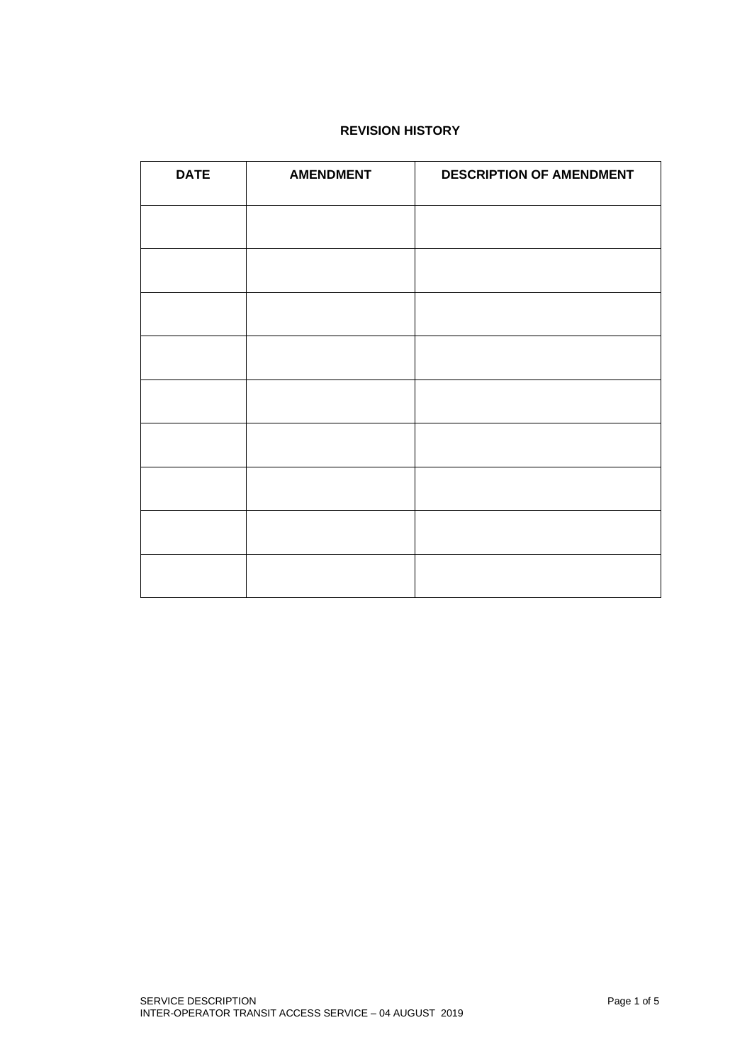**REVISION HISTORY**

| DATE | AMENDMENT | DESCRIPTION OF AMENDMENT |
| --- | --- | --- |
| | | |
| | | |
| | | |
| | | |
| | | |
| | | |
| | | |
| | | |
| | | |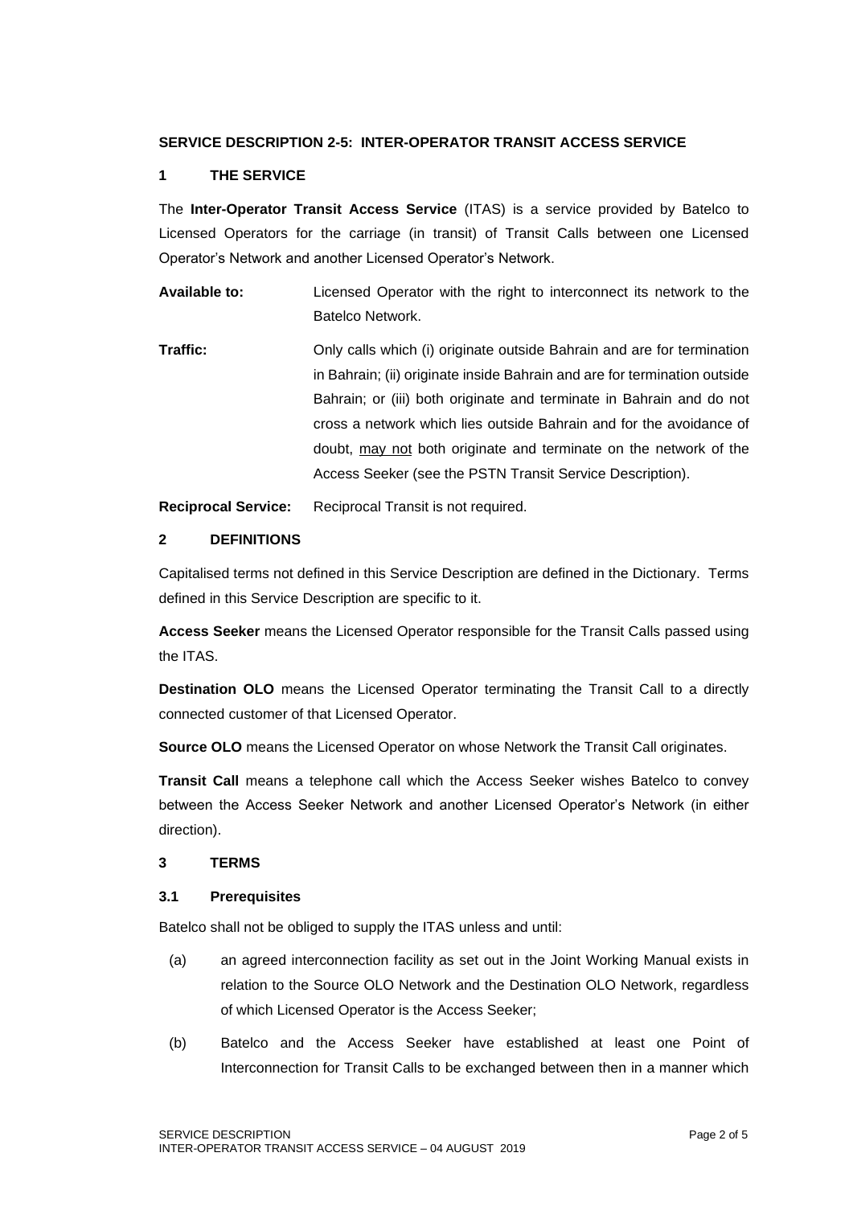## SERVICE DESCRIPTION 2-5: INTER-OPERATOR TRANSIT ACCESS SERVICE

### 1 THE SERVICE

The **Inter-Operator Transit Access Service** (ITAS) is a service provided by Batelco to Licensed Operators for the carriage (in transit) of Transit Calls between one Licensed Operator's Network and another Licensed Operator's Network.

**Available to:** Licensed Operator with the right to interconnect its network to the Batelco Network.

**Traffic:** Only calls which (i) originate outside Bahrain and are for termination in Bahrain; (ii) originate inside Bahrain and are for termination outside Bahrain; or (iii) both originate and terminate in Bahrain and do not cross a network which lies outside Bahrain and for the avoidance of doubt, may not both originate and terminate on the network of the Access Seeker (see the PSTN Transit Service Description).

**Reciprocal Service:** Reciprocal Transit is not required.

### 2 DEFINITIONS

Capitalised terms not defined in this Service Description are defined in the Dictionary. Terms defined in this Service Description are specific to it.

**Access Seeker** means the Licensed Operator responsible for the Transit Calls passed using the ITAS.

**Destination OLO** means the Licensed Operator terminating the Transit Call to a directly connected customer of that Licensed Operator.

**Source OLO** means the Licensed Operator on whose Network the Transit Call originates.

**Transit Call** means a telephone call which the Access Seeker wishes Batelco to convey between the Access Seeker Network and another Licensed Operator's Network (in either direction).

### 3 TERMS

#### 3.1 Prerequisites

Batelco shall not be obliged to supply the ITAS unless and until:

(a) an agreed interconnection facility as set out in the Joint Working Manual exists in relation to the Source OLO Network and the Destination OLO Network, regardless of which Licensed Operator is the Access Seeker;

(b) Batelco and the Access Seeker have established at least one Point of Interconnection for Transit Calls to be exchanged between then in a manner which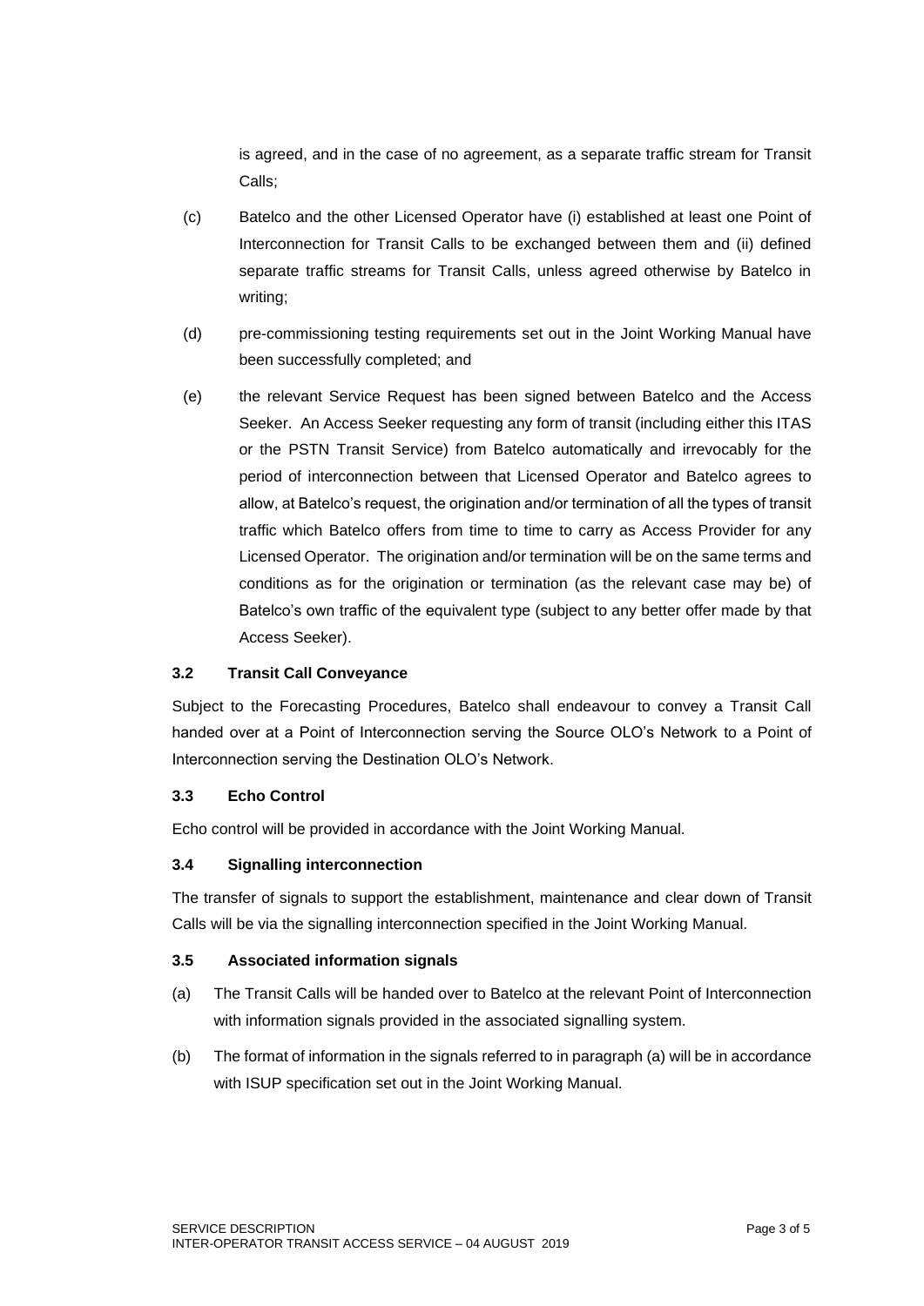is agreed, and in the case of no agreement, as a separate traffic stream for Transit Calls;

(c) Batelco and the other Licensed Operator have (i) established at least one Point of Interconnection for Transit Calls to be exchanged between them and (ii) defined separate traffic streams for Transit Calls, unless agreed otherwise by Batelco in writing;

(d) pre-commissioning testing requirements set out in the Joint Working Manual have been successfully completed; and

(e) the relevant Service Request has been signed between Batelco and the Access Seeker. An Access Seeker requesting any form of transit (including either this ITAS or the PSTN Transit Service) from Batelco automatically and irrevocably for the period of interconnection between that Licensed Operator and Batelco agrees to allow, at Batelco's request, the origination and/or termination of all the types of transit traffic which Batelco offers from time to time to carry as Access Provider for any Licensed Operator. The origination and/or termination will be on the same terms and conditions as for the origination or termination (as the relevant case may be) of Batelco's own traffic of the equivalent type (subject to any better offer made by that Access Seeker).

### 3.2 Transit Call Conveyance

Subject to the Forecasting Procedures, Batelco shall endeavour to convey a Transit Call handed over at a Point of Interconnection serving the Source OLO's Network to a Point of Interconnection serving the Destination OLO's Network.

### 3.3 Echo Control

Echo control will be provided in accordance with the Joint Working Manual.

### 3.4 Signalling interconnection

The transfer of signals to support the establishment, maintenance and clear down of Transit Calls will be via the signalling interconnection specified in the Joint Working Manual.

### 3.5 Associated information signals

(a) The Transit Calls will be handed over to Batelco at the relevant Point of Interconnection with information signals provided in the associated signalling system.

(b) The format of information in the signals referred to in paragraph (a) will be in accordance with ISUP specification set out in the Joint Working Manual.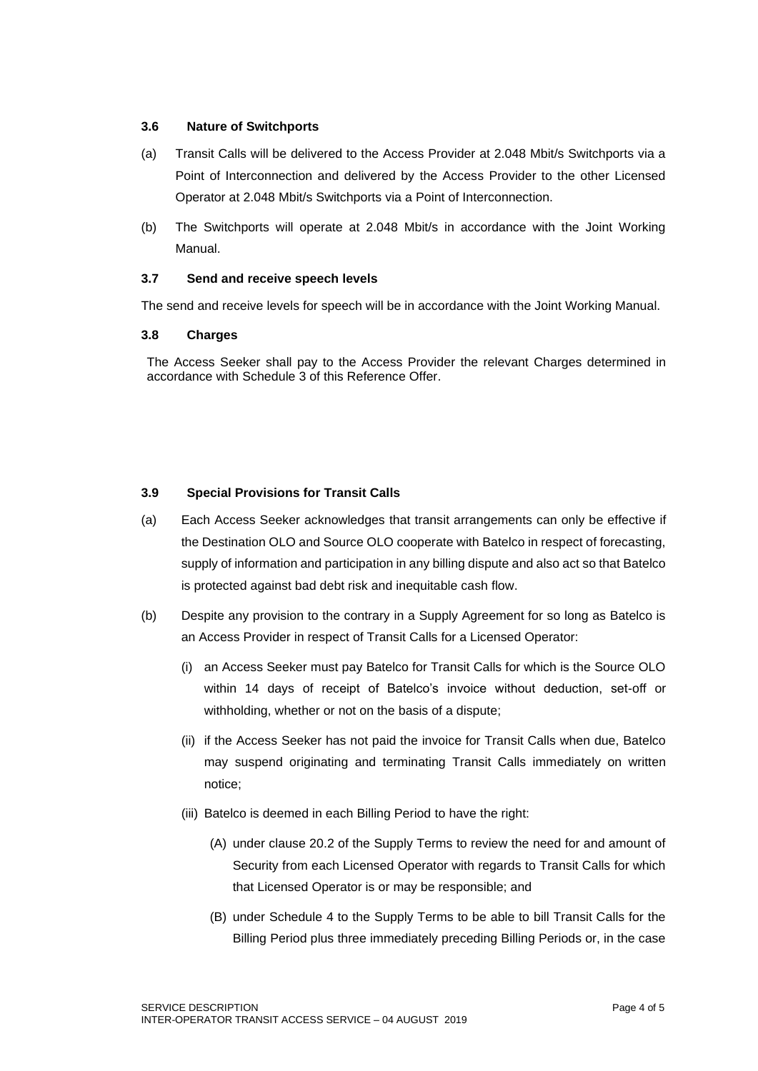### 3.6 Nature of Switchports

(a) Transit Calls will be delivered to the Access Provider at 2.048 Mbit/s Switchports via a Point of Interconnection and delivered by the Access Provider to the other Licensed Operator at 2.048 Mbit/s Switchports via a Point of Interconnection.

(b) The Switchports will operate at 2.048 Mbit/s in accordance with the Joint Working Manual.

### 3.7 Send and receive speech levels

The send and receive levels for speech will be in accordance with the Joint Working Manual.

### 3.8 Charges

The Access Seeker shall pay to the Access Provider the relevant Charges determined in accordance with Schedule 3 of this Reference Offer.

### 3.9 Special Provisions for Transit Calls

(a) Each Access Seeker acknowledges that transit arrangements can only be effective if the Destination OLO and Source OLO cooperate with Batelco in respect of forecasting, supply of information and participation in any billing dispute and also act so that Batelco is protected against bad debt risk and inequitable cash flow.

(b) Despite any provision to the contrary in a Supply Agreement for so long as Batelco is an Access Provider in respect of Transit Calls for a Licensed Operator:

  (i) an Access Seeker must pay Batelco for Transit Calls for which is the Source OLO within 14 days of receipt of Batelco's invoice without deduction, set-off or withholding, whether or not on the basis of a dispute;

  (ii) if the Access Seeker has not paid the invoice for Transit Calls when due, Batelco may suspend originating and terminating Transit Calls immediately on written notice;

  (iii) Batelco is deemed in each Billing Period to have the right:

    (A) under clause 20.2 of the Supply Terms to review the need for and amount of Security from each Licensed Operator with regards to Transit Calls for which that Licensed Operator is or may be responsible; and

    (B) under Schedule 4 to the Supply Terms to be able to bill Transit Calls for the Billing Period plus three immediately preceding Billing Periods or, in the case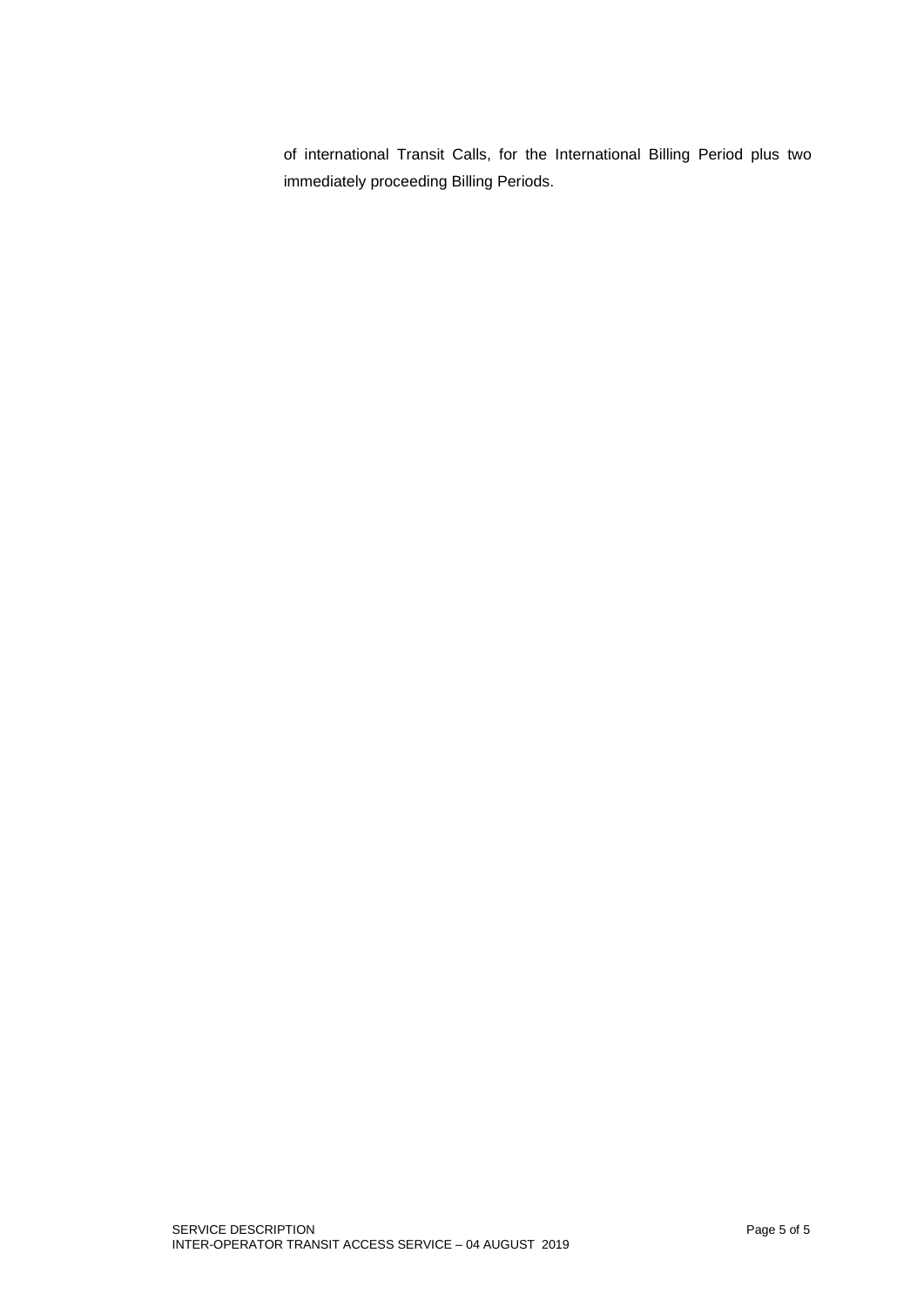of international Transit Calls, for the International Billing Period plus two immediately proceeding Billing Periods.